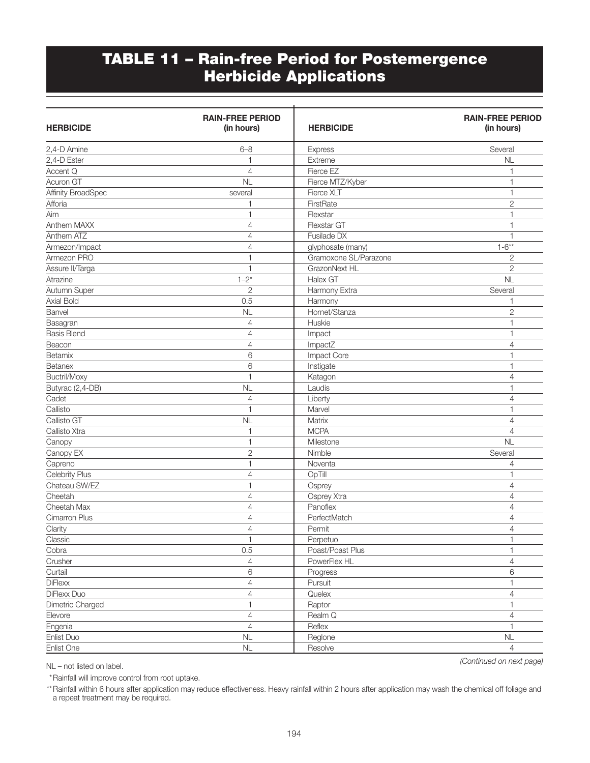# TABLE 11 – Rain-free Period for Postemergence Herbicide Applications

| HERBICIDE | RAIN-FREE PERIOD (in hours) |
|---|---|
| 2,4-D Amine | 6–8 |
| 2,4-D Ester | 1 |
| Accent Q | 4 |
| Acuron GT | NL |
| Affinity BroadSpec | several |
| Afforia | 1 |
| Aim | 1 |
| Anthem MAXX | 4 |
| Anthem ATZ | 4 |
| Armezon/Impact | 4 |
| Armezon PRO | 1 |
| Assure II/Targa | 1 |
| Atrazine | 1–2* |
| Autumn Super | 2 |
| Axial Bold | 0.5 |
| Banvel | NL |
| Basagran | 4 |
| Basis Blend | 4 |
| Beacon | 4 |
| Betamix | 6 |
| Betanex | 6 |
| Buctril/Moxy | 1 |
| Butyrac (2,4-DB) | NL |
| Cadet | 4 |
| Callisto | 1 |
| Callisto GT | NL |
| Callisto Xtra | 1 |
| Canopy | 1 |
| Canopy EX | 2 |
| Capreno | 1 |
| Celebrity Plus | 4 |
| Chateau SW/EZ | 1 |
| Cheetah | 4 |
| Cheetah Max | 4 |
| Cimarron Plus | 4 |
| Clarity | 4 |
| Classic | 1 |
| Cobra | 0.5 |
| Crusher | 4 |
| Curtail | 6 |
| DiFlexx | 4 |
| DiFlexx Duo | 4 |
| Dimetric Charged | 1 |
| Elevore | 4 |
| Engenia | 4 |
| Enlist Duo | NL |
| Enlist One | NL |
| Express | Several |
| Extreme | NL |
| Fierce EZ | 1 |
| Fierce MTZ/Kyber | 1 |
| Fierce XLT | 1 |
| FirstRate | 2 |
| Flexstar | 1 |
| Flexstar GT | 1 |
| Fusilade DX | 1 |
| glyphosate (many) | 1-6** |
| Gramoxone SL/Parazone | 2 |
| GrazonNext HL | 2 |
| Halex GT | NL |
| Harmony Extra | Several |
| Harmony | 1 |
| Hornet/Stanza | 2 |
| Huskie | 1 |
| Impact | 1 |
| ImpactZ | 4 |
| Impact Core | 1 |
| Instigate | 1 |
| Katagon | 4 |
| Laudis | 1 |
| Liberty | 4 |
| Marvel | 1 |
| Matrix | 4 |
| MCPA | 4 |
| Milestone | NL |
| Nimble | Several |
| Noventa | 4 |
| OpTill | 1 |
| Osprey | 4 |
| Osprey Xtra | 4 |
| Panoflex | 4 |
| PerfectMatch | 4 |
| Permit | 4 |
| Perpetuo | 1 |
| Poast/Poast Plus | 1 |
| PowerFlex HL | 4 |
| Progress | 6 |
| Pursuit | 1 |
| Quelex | 4 |
| Raptor | 1 |
| Realm Q | 4 |
| Reflex | 1 |
| Reglone | NL |
| Resolve | 4 |

*(Continued on next page)*

NL – not listed on label.

*Rainfall will improve control from root uptake.

**Rainfall within 6 hours after application may reduce effectiveness. Heavy rainfall within 2 hours after application may wash the chemical off foliage and a repeat treatment may be required.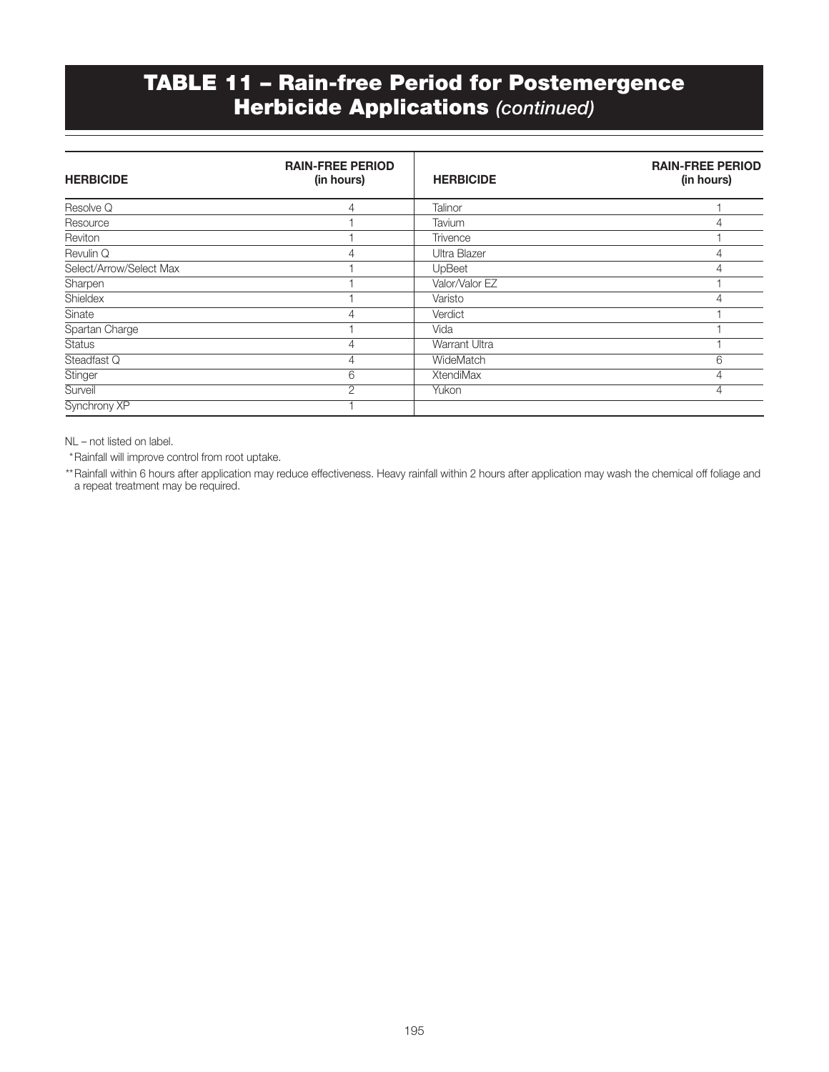# TABLE 11 – Rain-free Period for Postemergence Herbicide Applications *(continued)*

| HERBICIDE | RAIN-FREE PERIOD (in hours) | HERBICIDE | RAIN-FREE PERIOD (in hours) |
|---|---|---|---|
| Resolve Q | 4 | Talinor | 1 |
| Resource | 1 | Tavium | 4 |
| Reviton | 1 | Trivence | 1 |
| Revulin Q | 4 | Ultra Blazer | 4 |
| Select/Arrow/Select Max | 1 | UpBeet | 4 |
| Sharpen | 1 | Valor/Valor EZ | 1 |
| Shieldex | 1 | Varisto | 4 |
| Sinate | 4 | Verdict | 1 |
| Spartan Charge | 1 | Vida | 1 |
| Status | 4 | Warrant Ultra | 1 |
| Steadfast Q | 4 | WideMatch | 6 |
| Stinger | 6 | XtendiMax | 4 |
| Surveil | 2 | Yukon | 4 |
| Synchrony XP | 1 | | |

NL – not listed on label.

*Rainfall will improve control from root uptake.

**Rainfall within 6 hours after application may reduce effectiveness. Heavy rainfall within 2 hours after application may wash the chemical off foliage and a repeat treatment may be required.